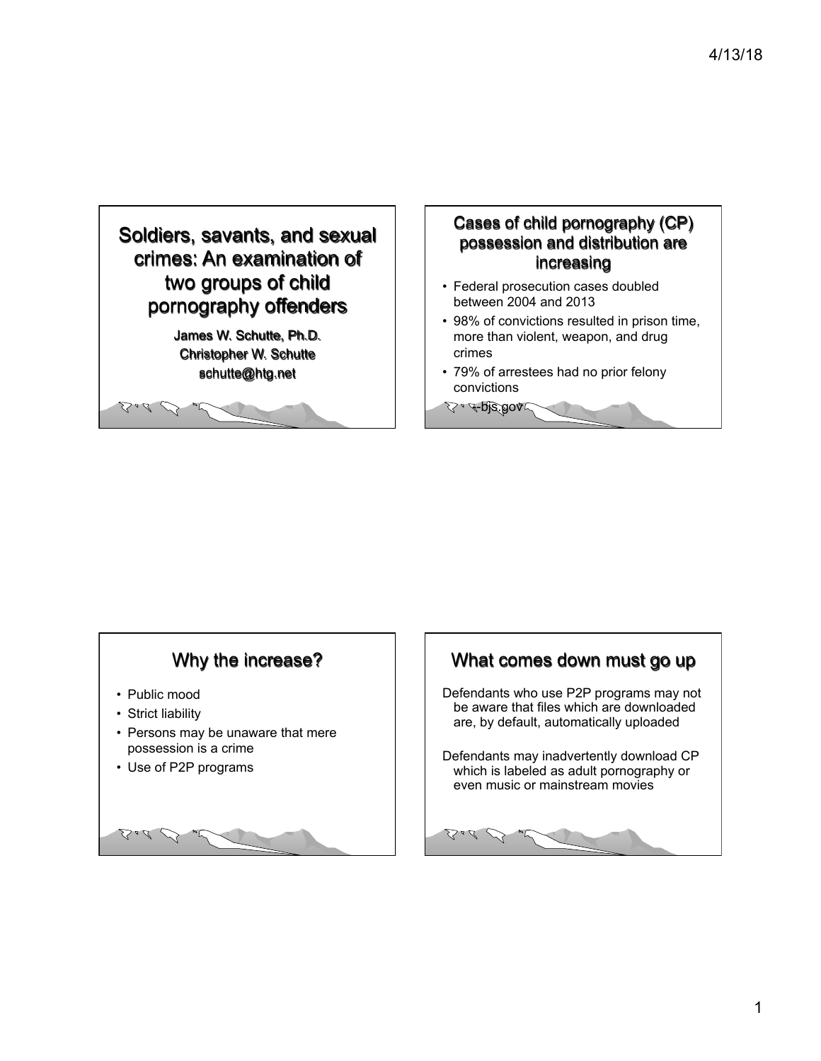# Soldiers, savants, and sexual crimes: An examination of two groups of child pornography offenders

James W. Schutte, Ph.D.
Christopher W. Schutte
schutte@htg.net

## Cases of child pornography (CP) possession and distribution are increasing

- Federal prosecution cases doubled between 2004 and 2013
- 98% of convictions resulted in prison time, more than violent, weapon, and drug crimes
- 79% of arrestees had no prior felony convictions

--bjs.gov

## Why the increase?

- Public mood
- Strict liability
- Persons may be unaware that mere possession is a crime
- Use of P2P programs

## What comes down must go up

Defendants who use P2P programs may not be aware that files which are downloaded are, by default, automatically uploaded

Defendants may inadvertently download CP which is labeled as adult pornography or even music or mainstream movies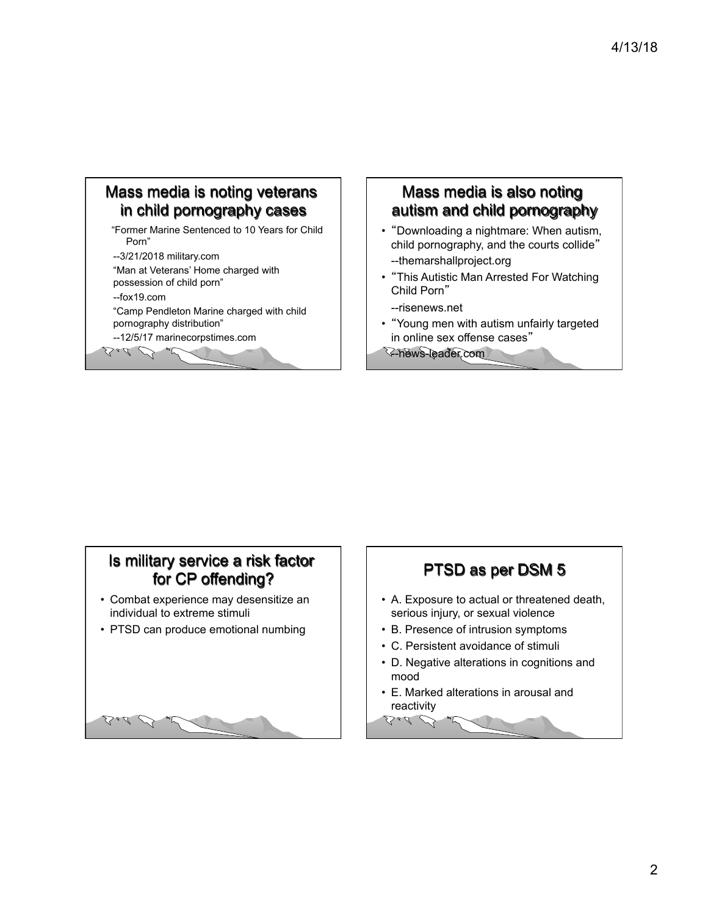## Mass media is noting veterans in child pornography cases

"Former Marine Sentenced to 10 Years for Child Porn"

--3/21/2018 military.com

"Man at Veterans' Home charged with possession of child porn"

--fox19.com

"Camp Pendleton Marine charged with child pornography distribution"

--12/5/17 marinecorpstimes.com

## Mass media is also noting autism and child pornography

- "Downloading a nightmare: When autism, child pornography, and the courts collide"
  --themarshallproject.org
- "This Autistic Man Arrested For Watching Child Porn"
  --risenews.net
- "Young men with autism unfairly targeted in online sex offense cases"
  --news-leader.com

## Is military service a risk factor for CP offending?

- Combat experience may desensitize an individual to extreme stimuli
- PTSD can produce emotional numbing

## PTSD as per DSM 5

- A. Exposure to actual or threatened death, serious injury, or sexual violence
- B. Presence of intrusion symptoms
- C. Persistent avoidance of stimuli
- D. Negative alterations in cognitions and mood
- E. Marked alterations in arousal and reactivity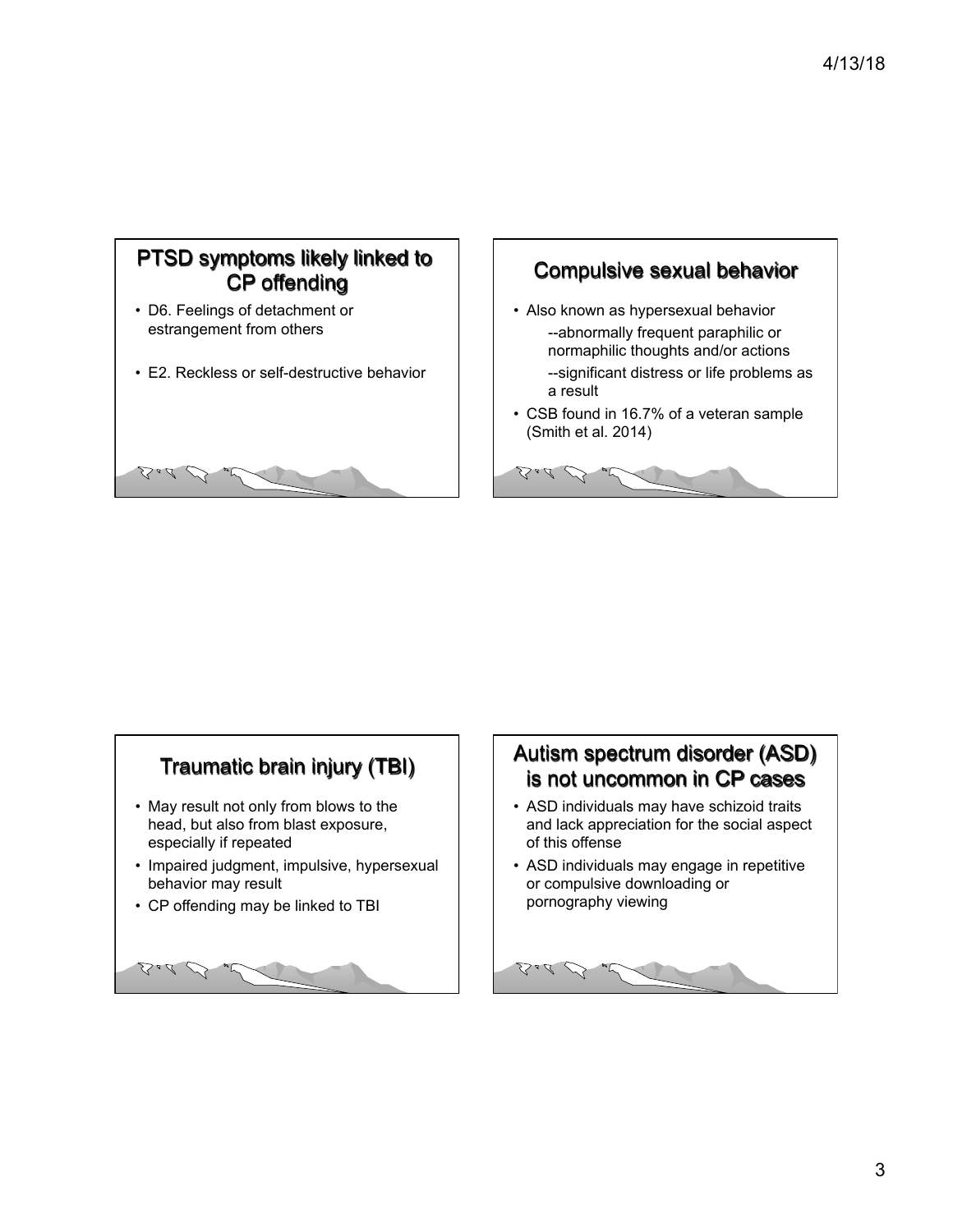## PTSD symptoms likely linked to CP offending

- D6. Feelings of detachment or estrangement from others
- E2. Reckless or self-destructive behavior

## Compulsive sexual behavior

- Also known as hypersexual behavior
  - --abnormally frequent paraphilic or normaphilic thoughts and/or actions
  - --significant distress or life problems as a result
- CSB found in 16.7% of a veteran sample (Smith et al. 2014)

## Traumatic brain injury (TBI)

- May result not only from blows to the head, but also from blast exposure, especially if repeated
- Impaired judgment, impulsive, hypersexual behavior may result
- CP offending may be linked to TBI

## Autism spectrum disorder (ASD) is not uncommon in CP cases

- ASD individuals may have schizoid traits and lack appreciation for the social aspect of this offense
- ASD individuals may engage in repetitive or compulsive downloading or pornography viewing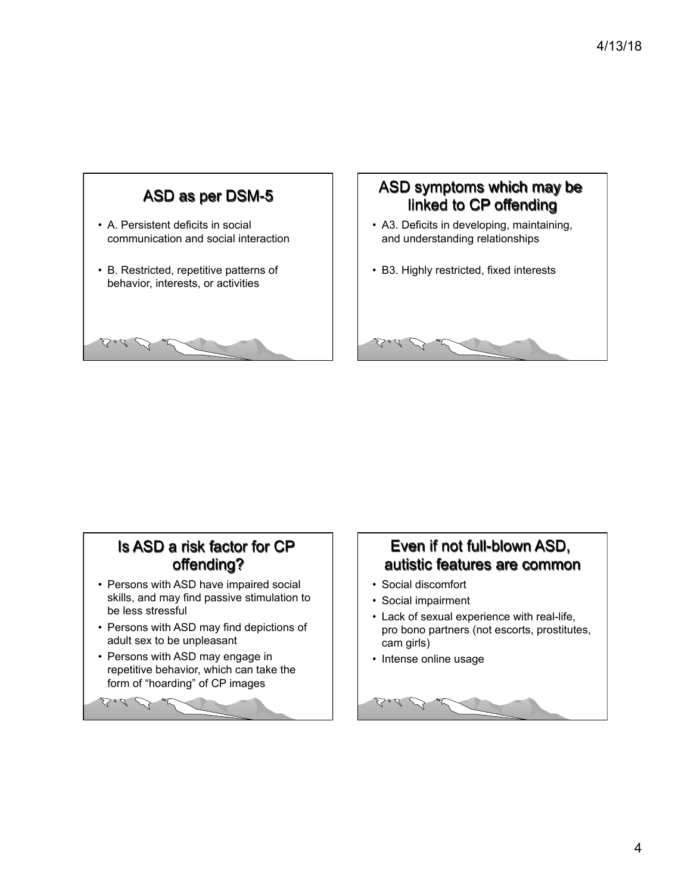## ASD as per DSM-5

- A. Persistent deficits in social communication and social interaction
- B. Restricted, repetitive patterns of behavior, interests, or activities

## ASD symptoms which may be linked to CP offending

- A3. Deficits in developing, maintaining, and understanding relationships
- B3. Highly restricted, fixed interests

## Is ASD a risk factor for CP offending?

- Persons with ASD have impaired social skills, and may find passive stimulation to be less stressful
- Persons with ASD may find depictions of adult sex to be unpleasant
- Persons with ASD may engage in repetitive behavior, which can take the form of "hoarding" of CP images

## Even if not full-blown ASD, autistic features are common

- Social discomfort
- Social impairment
- Lack of sexual experience with real-life, pro bono partners (not escorts, prostitutes, cam girls)
- Intense online usage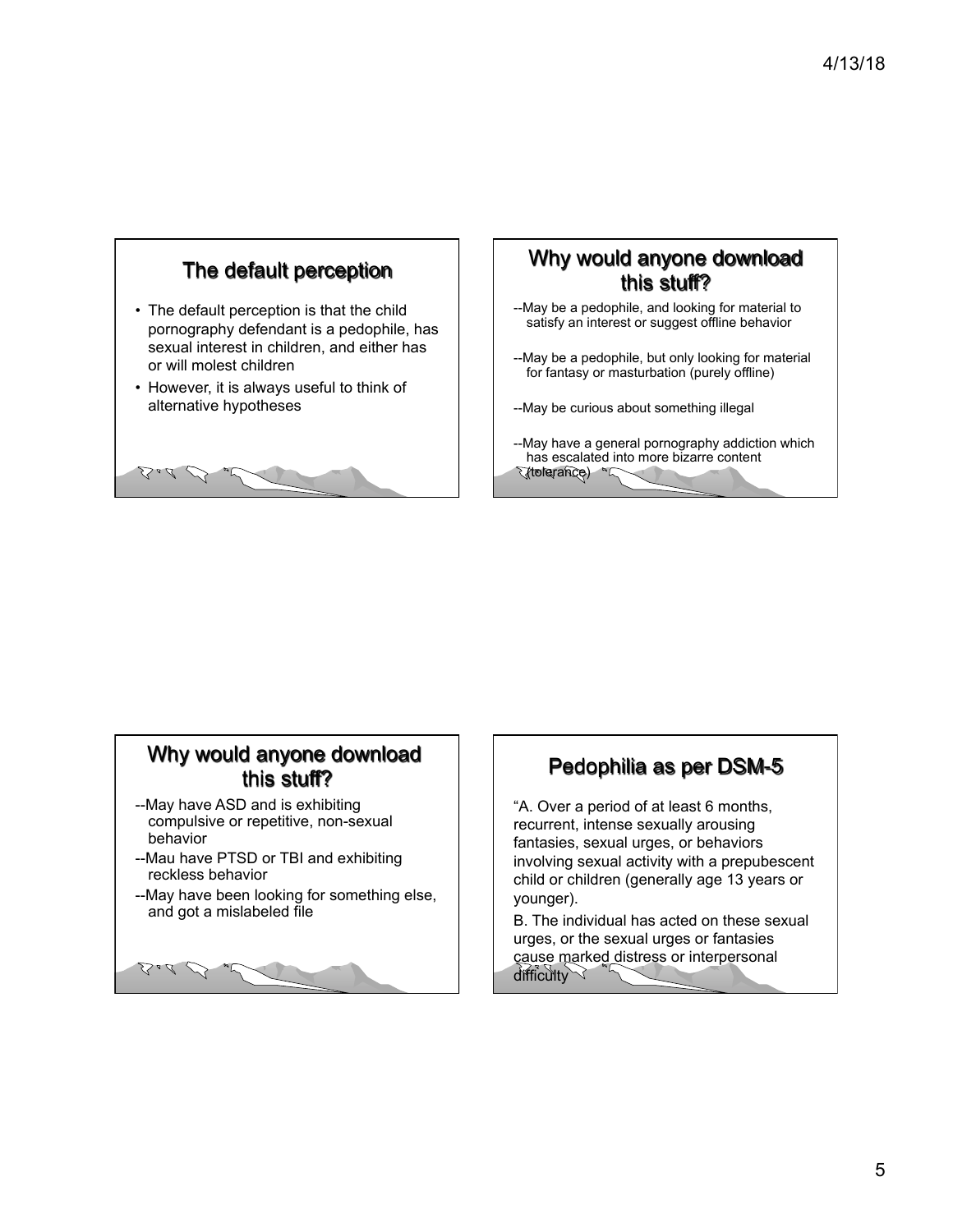## The default perception

- The default perception is that the child pornography defendant is a pedophile, has sexual interest in children, and either has or will molest children
- However, it is always useful to think of alternative hypotheses

## Why would anyone download this stuff?

--May be a pedophile, and looking for material to satisfy an interest or suggest offline behavior

--May be a pedophile, but only looking for material for fantasy or masturbation (purely offline)

--May be curious about something illegal

--May have a general pornography addiction which has escalated into more bizarre content (tolerance)

## Why would anyone download this stuff?

--May have ASD and is exhibiting compulsive or repetitive, non-sexual behavior

--Mau have PTSD or TBI and exhibiting reckless behavior

--May have been looking for something else, and got a mislabeled file

## Pedophilia as per DSM-5

"A. Over a period of at least 6 months, recurrent, intense sexually arousing fantasies, sexual urges, or behaviors involving sexual activity with a prepubescent child or children (generally age 13 years or younger).

B. The individual has acted on these sexual urges, or the sexual urges or fantasies cause marked distress or interpersonal difficulty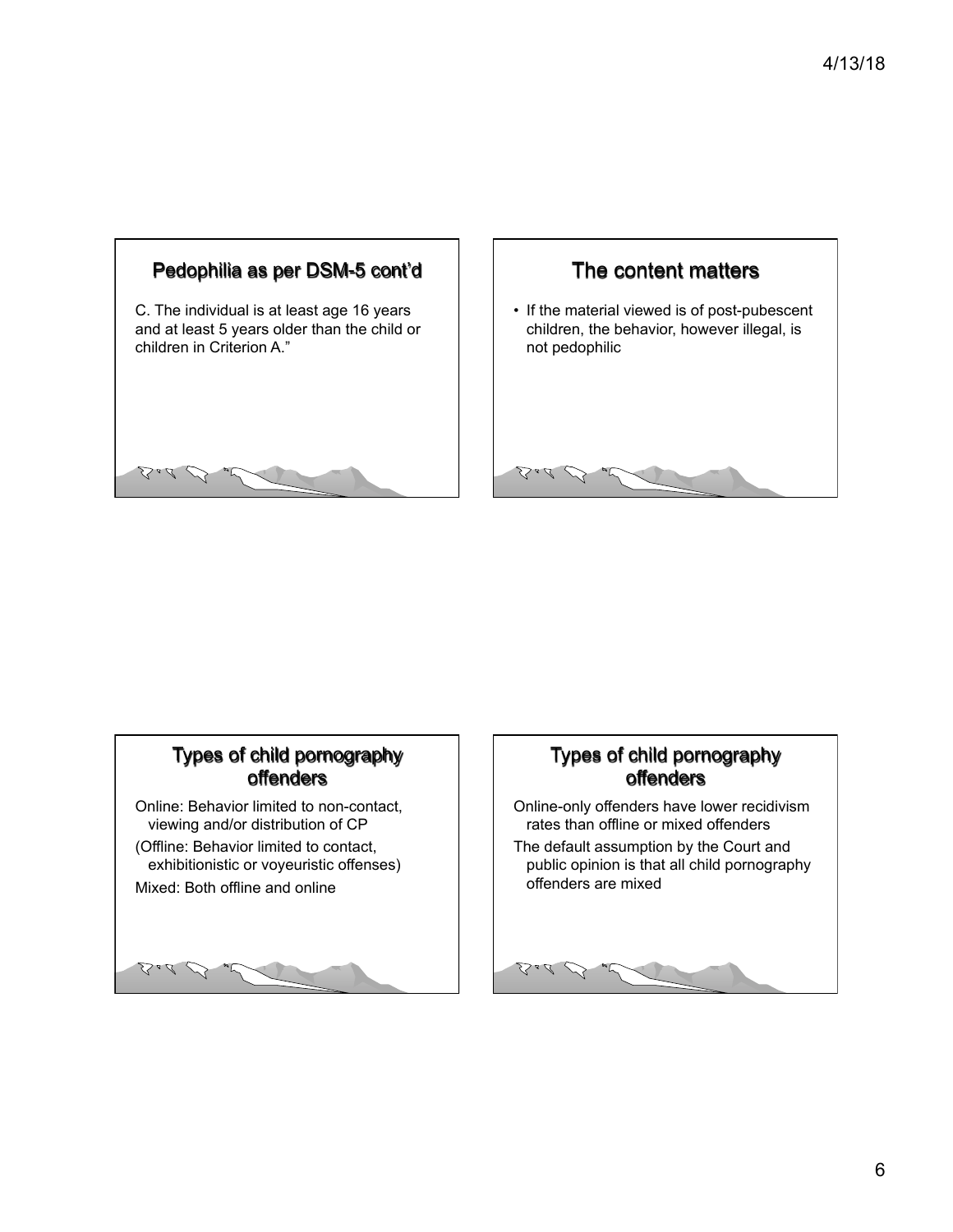## Pedophilia as per DSM-5 cont'd

C. The individual is at least age 16 years and at least 5 years older than the child or children in Criterion A."

## The content matters

- If the material viewed is of post-pubescent children, the behavior, however illegal, is not pedophilic

## Types of child pornography offenders

Online: Behavior limited to non-contact, viewing and/or distribution of CP

(Offline: Behavior limited to contact, exhibitionistic or voyeuristic offenses)

Mixed: Both offline and online

## Types of child pornography offenders

Online-only offenders have lower recidivism rates than offline or mixed offenders

The default assumption by the Court and public opinion is that all child pornography offenders are mixed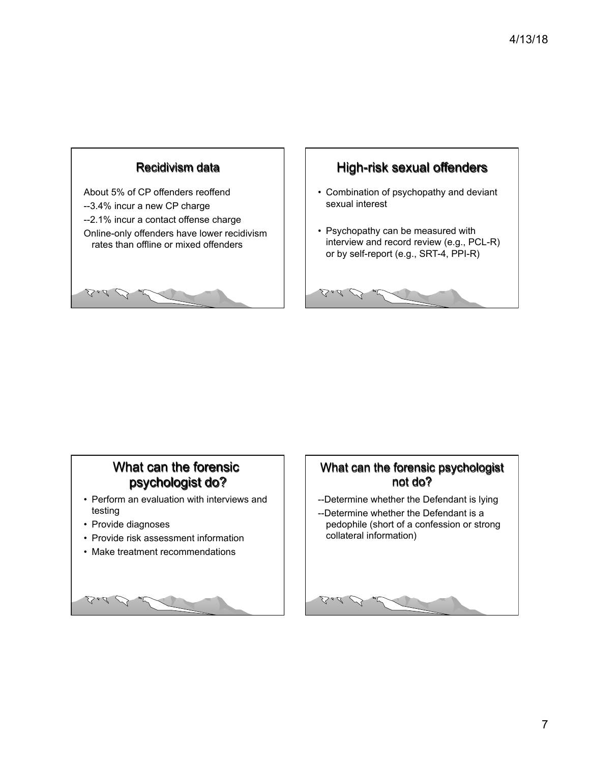## Recidivism data

About 5% of CP offenders reoffend

--3.4% incur a new CP charge

--2.1% incur a contact offense charge

Online-only offenders have lower recidivism rates than offline or mixed offenders

## High-risk sexual offenders

- Combination of psychopathy and deviant sexual interest
- Psychopathy can be measured with interview and record review (e.g., PCL-R) or by self-report (e.g., SRT-4, PPI-R)

## What can the forensic psychologist do?

- Perform an evaluation with interviews and testing
- Provide diagnoses
- Provide risk assessment information
- Make treatment recommendations

## What can the forensic psychologist not do?

--Determine whether the Defendant is lying

--Determine whether the Defendant is a pedophile (short of a confession or strong collateral information)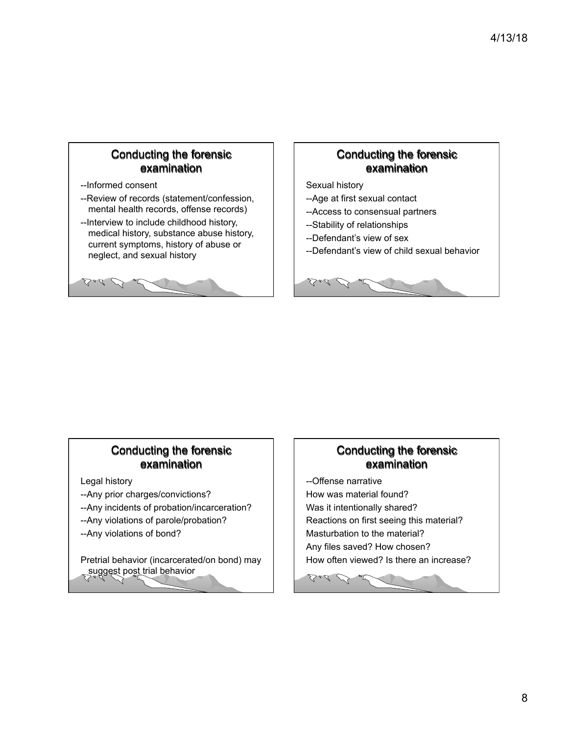## Conducting the forensic examination

--Informed consent

--Review of records (statement/confession, mental health records, offense records)

--Interview to include childhood history, medical history, substance abuse history, current symptoms, history of abuse or neglect, and sexual history

## Conducting the forensic examination

Sexual history

--Age at first sexual contact

--Access to consensual partners

--Stability of relationships

--Defendant's view of sex

--Defendant's view of child sexual behavior

## Conducting the forensic examination

Legal history

--Any prior charges/convictions?

--Any incidents of probation/incarceration?

--Any violations of parole/probation?

--Any violations of bond?

Pretrial behavior (incarcerated/on bond) may suggest post trial behavior

## Conducting the forensic examination

--Offense narrative

How was material found?

Was it intentionally shared?

Reactions on first seeing this material?

Masturbation to the material?

Any files saved? How chosen?

How often viewed? Is there an increase?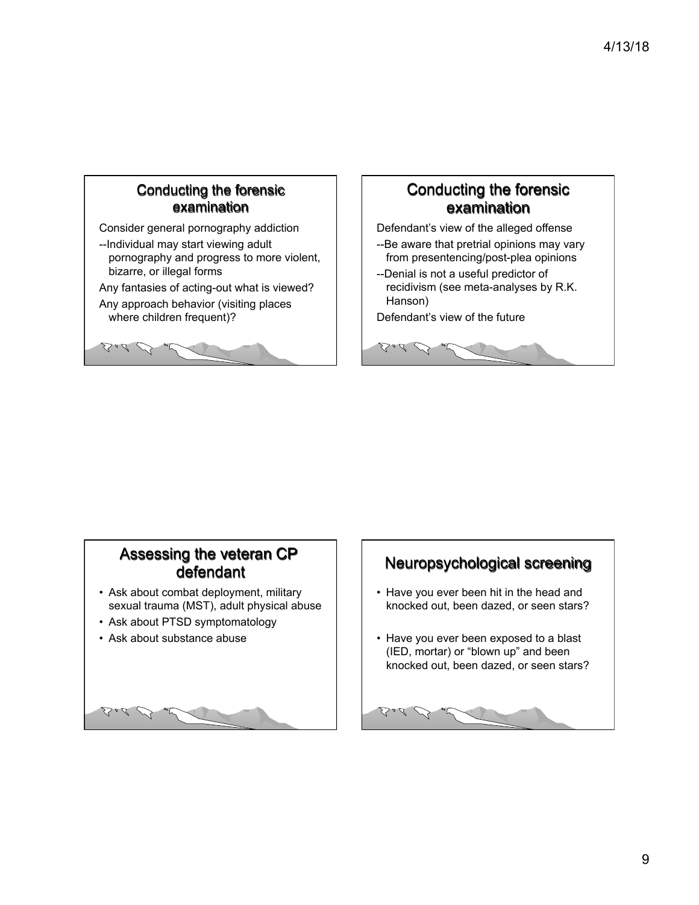## Conducting the forensic examination

Consider general pornography addiction

--Individual may start viewing adult pornography and progress to more violent, bizarre, or illegal forms

Any fantasies of acting-out what is viewed?

Any approach behavior (visiting places where children frequent)?

## Conducting the forensic examination

Defendant's view of the alleged offense

--Be aware that pretrial opinions may vary from presentencing/post-plea opinions

--Denial is not a useful predictor of recidivism (see meta-analyses by R.K. Hanson)

Defendant's view of the future

## Assessing the veteran CP defendant

- Ask about combat deployment, military sexual trauma (MST), adult physical abuse
- Ask about PTSD symptomatology
- Ask about substance abuse

## Neuropsychological screening

- Have you ever been hit in the head and knocked out, been dazed, or seen stars?
- Have you ever been exposed to a blast (IED, mortar) or "blown up" and been knocked out, been dazed, or seen stars?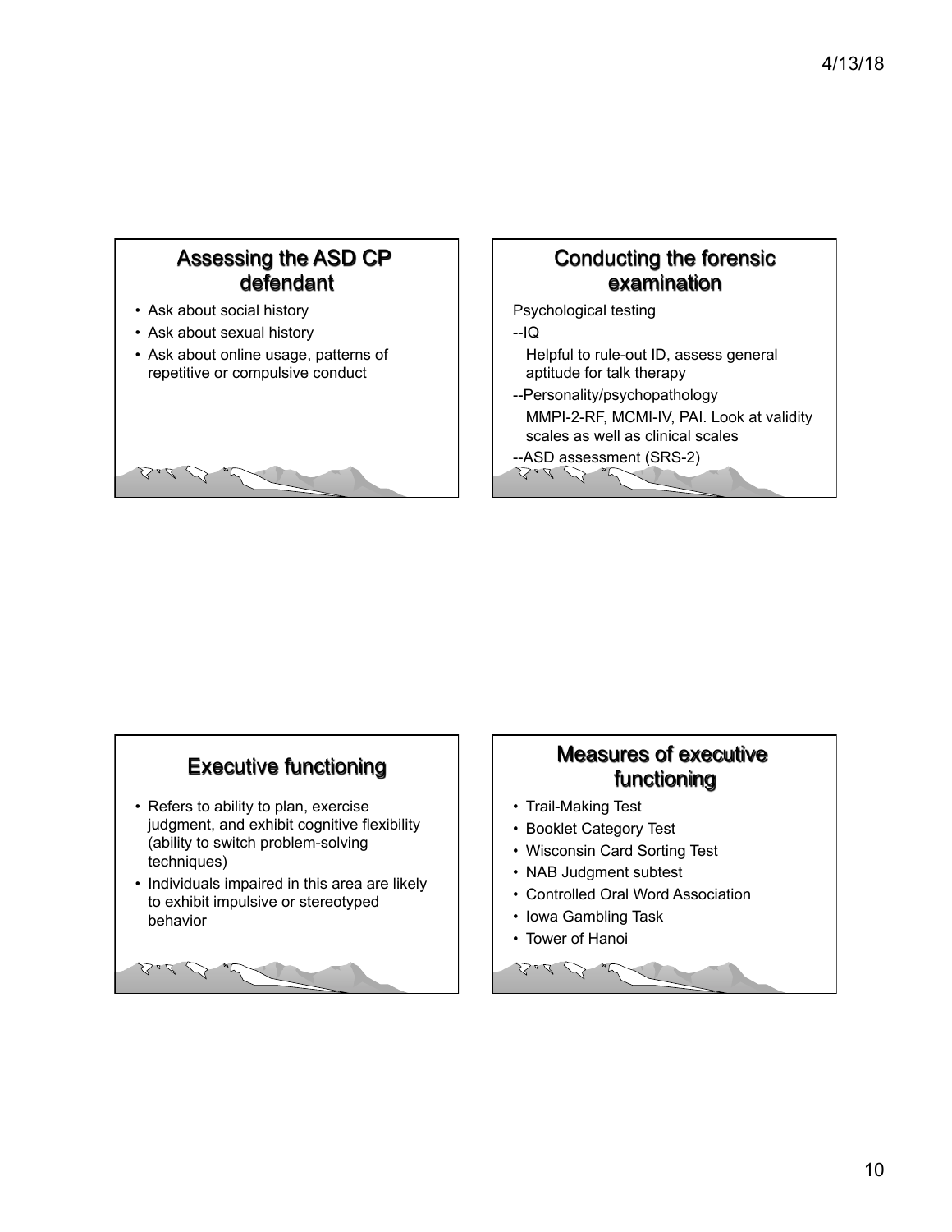## Assessing the ASD CP defendant

- Ask about social history
- Ask about sexual history
- Ask about online usage, patterns of repetitive or compulsive conduct

## Conducting the forensic examination

Psychological testing

--IQ

Helpful to rule-out ID, assess general aptitude for talk therapy

--Personality/psychopathology

MMPI-2-RF, MCMI-IV, PAI. Look at validity scales as well as clinical scales

--ASD assessment (SRS-2)

## Executive functioning

- Refers to ability to plan, exercise judgment, and exhibit cognitive flexibility (ability to switch problem-solving techniques)
- Individuals impaired in this area are likely to exhibit impulsive or stereotyped behavior

## Measures of executive functioning

- Trail-Making Test
- Booklet Category Test
- Wisconsin Card Sorting Test
- NAB Judgment subtest
- Controlled Oral Word Association
- Iowa Gambling Task
- Tower of Hanoi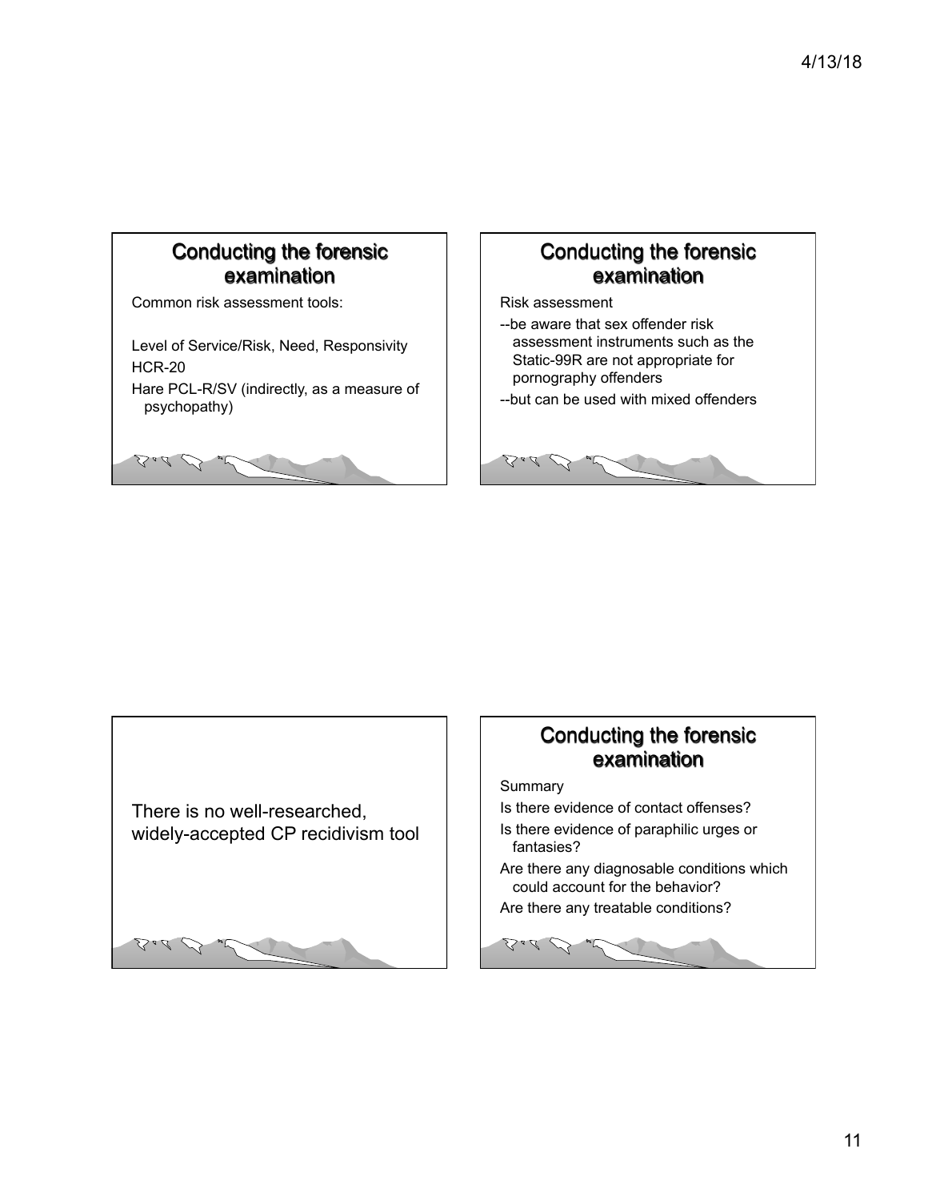## Conducting the forensic examination

Common risk assessment tools:

Level of Service/Risk, Need, Responsivity
HCR-20
Hare PCL-R/SV (indirectly, as a measure of psychopathy)

## Conducting the forensic examination

Risk assessment

--be aware that sex offender risk assessment instruments such as the Static-99R are not appropriate for pornography offenders

--but can be used with mixed offenders

There is no well-researched, widely-accepted CP recidivism tool

## Conducting the forensic examination

Summary

Is there evidence of contact offenses?

Is there evidence of paraphilic urges or fantasies?

Are there any diagnosable conditions which could account for the behavior?

Are there any treatable conditions?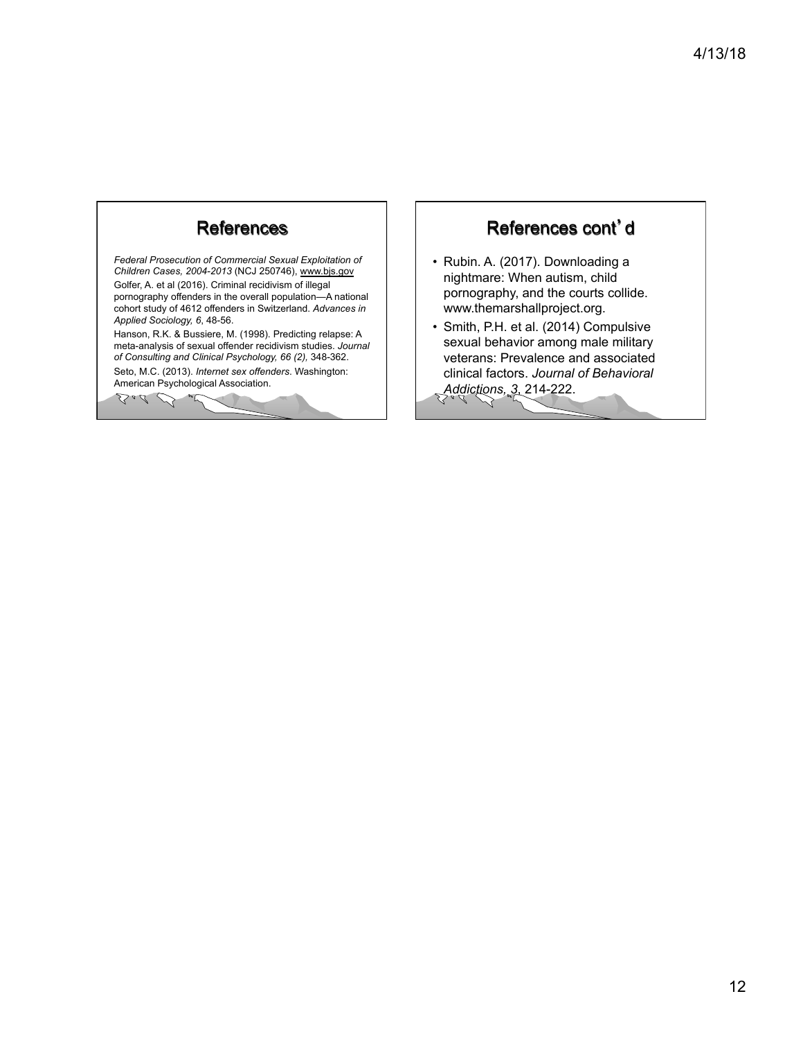## References

*Federal Prosecution of Commercial Sexual Exploitation of Children Cases, 2004-2013* (NCJ 250746), www.bjs.gov

Golfer, A. et al (2016). Criminal recidivism of illegal pornography offenders in the overall population—A national cohort study of 4612 offenders in Switzerland. *Advances in Applied Sociology, 6*, 48-56.

Hanson, R.K. & Bussiere, M. (1998). Predicting relapse: A meta-analysis of sexual offender recidivism studies. *Journal of Consulting and Clinical Psychology, 66 (2),* 348-362.

Seto, M.C. (2013). *Internet sex offenders*. Washington: American Psychological Association.

## References cont'd

- Rubin. A. (2017). Downloading a nightmare: When autism, child pornography, and the courts collide. www.themarshallproject.org.
- Smith, P.H. et al. (2014) Compulsive sexual behavior among male military veterans: Prevalence and associated clinical factors. *Journal of Behavioral Addictions, 3*, 214-222.